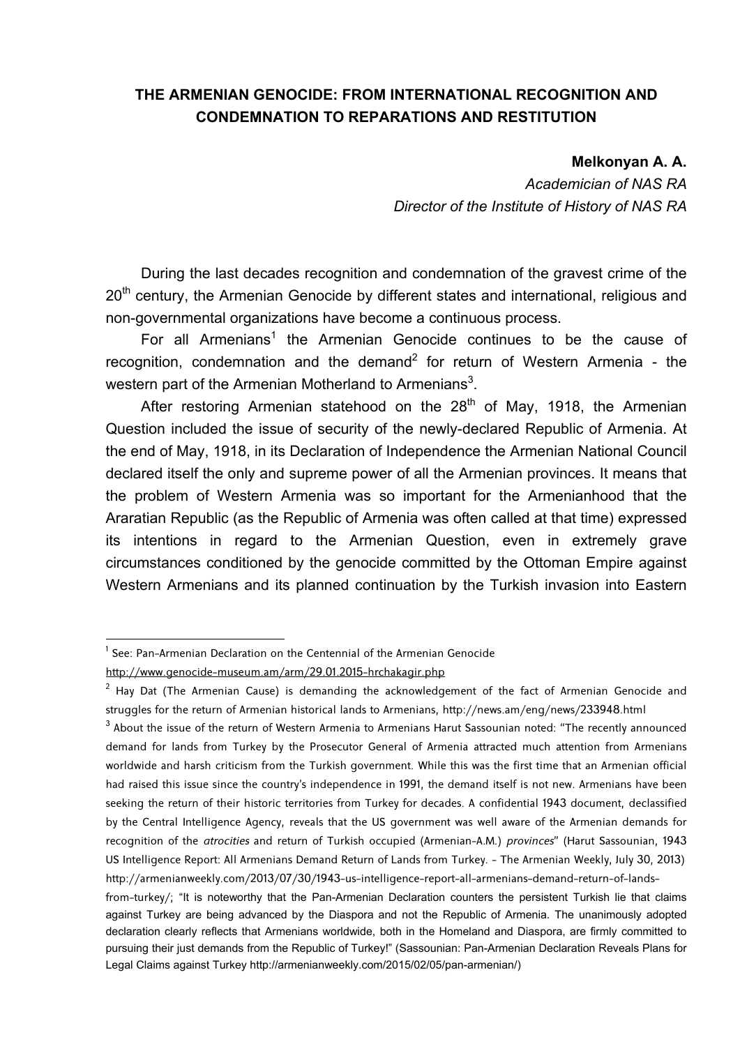# THE ARMENIAN GENOCIDE: FROM INTERNATIONAL RECOGNITION AND CONDEMNATION TO REPARATIONS AND RESTITUTION

**Melkonyan A. A.**
*Academician of NAS RA*
*Director of the Institute of History of NAS RA*

During the last decades recognition and condemnation of the gravest crime of the 20th century, the Armenian Genocide by different states and international, religious and non-governmental organizations have become a continuous process.

For all Armenians[1] the Armenian Genocide continues to be the cause of recognition, condemnation and the demand[2] for return of Western Armenia - the western part of the Armenian Motherland to Armenians[3].

After restoring Armenian statehood on the 28th of May, 1918, the Armenian Question included the issue of security of the newly-declared Republic of Armenia. At the end of May, 1918, in its Declaration of Independence the Armenian National Council declared itself the only and supreme power of all the Armenian provinces. It means that the problem of Western Armenia was so important for the Armenianhood that the Araratian Republic (as the Republic of Armenia was often called at that time) expressed its intentions in regard to the Armenian Question, even in extremely grave circumstances conditioned by the genocide committed by the Ottoman Empire against Western Armenians and its planned continuation by the Turkish invasion into Eastern

---

[1] See: Pan-Armenian Declaration on the Centennial of the Armenian Genocide http://www.genocide-museum.am/arm/29.01.2015-hrchakagir.php

[2] Hay Dat (The Armenian Cause) is demanding the acknowledgement of the fact of Armenian Genocide and struggles for the return of Armenian historical lands to Armenians, http://news.am/eng/news/233948.html

[3] About the issue of the return of Western Armenia to Armenians Harut Sassounian noted: "The recently announced demand for lands from Turkey by the Prosecutor General of Armenia attracted much attention from Armenians worldwide and harsh criticism from the Turkish government. While this was the first time that an Armenian official had raised this issue since the country's independence in 1991, the demand itself is not new. Armenians have been seeking the return of their historic territories from Turkey for decades. A confidential 1943 document, declassified by the Central Intelligence Agency, reveals that the US government was well aware of the Armenian demands for recognition of the *atrocities* and return of Turkish occupied (Armenian-A.M.) *provinces*" (Harut Sassounian, 1943 US Intelligence Report: All Armenians Demand Return of Lands from Turkey. - The Armenian Weekly, July 30, 2013) http://armenianweekly.com/2013/07/30/1943-us-intelligence-report-all-armenians-demand-return-of-lands-from-turkey/; "It is noteworthy that the Pan-Armenian Declaration counters the persistent Turkish lie that claims against Turkey are being advanced by the Diaspora and not the Republic of Armenia. The unanimously adopted declaration clearly reflects that Armenians worldwide, both in the Homeland and Diaspora, are firmly committed to pursuing their just demands from the Republic of Turkey!" (Sassounian: Pan-Armenian Declaration Reveals Plans for Legal Claims against Turkey http://armenianweekly.com/2015/02/05/pan-armenian/)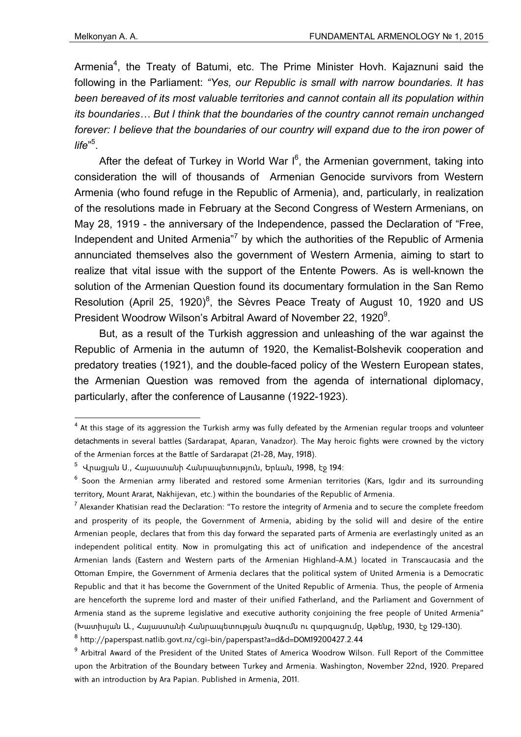Armenia[4], the Treaty of Batumi, etc. The Prime Minister Hovh. Kajaznuni said the following in the Parliament: *"Yes, our Republic is small with narrow boundaries. It has been bereaved of its most valuable territories and cannot contain all its population within its boundaries… But I think that the boundaries of the country cannot remain unchanged forever: I believe that the boundaries of our country will expand due to the iron power of life*"[5].

After the defeat of Turkey in World War I[6], the Armenian government, taking into consideration the will of thousands of Armenian Genocide survivors from Western Armenia (who found refuge in the Republic of Armenia), and, particularly, in realization of the resolutions made in February at the Second Congress of Western Armenians, on May 28, 1919 - the anniversary of the Independence, passed the Declaration of "Free, Independent and United Armenia"[7] by which the authorities of the Republic of Armenia annunciated themselves also the government of Western Armenia, aiming to start to realize that vital issue with the support of the Entente Powers. As is well-known the solution of the Armenian Question found its documentary formulation in the San Remo Resolution (April 25, 1920)[8], the Sèvres Peace Treaty of August 10, 1920 and US President Woodrow Wilson's Arbitral Award of November 22, 1920[9].

But, as a result of the Turkish aggression and unleashing of the war against the Republic of Armenia in the autumn of 1920, the Kemalist-Bolshevik cooperation and predatory treaties (1921), and the double-faced policy of the Western European states, the Armenian Question was removed from the agenda of international diplomacy, particularly, after the conference of Lausanne (1922-1923).

---

[4] At this stage of its aggression the Turkish army was fully defeated by the Armenian regular troops and volunteer detachments in several battles (Sardarapat, Aparan, Vanadzor). The May heroic fights were crowned by the victory of the Armenian forces at the Battle of Sardarapat (21-28, May, 1918).

[5] Վրացյան Ս., Հայաստանի Հանրապետություն, Երևան, 1998, էջ 194:

[6] Soon the Armenian army liberated and restored some Armenian territories (Kars, Igdır and its surrounding territory, Mount Ararat, Nakhijevan, etc.) within the boundaries of the Republic of Armenia.

[7] Alexander Khatisian read the Declaration: "To restore the integrity of Armenia and to secure the complete freedom and prosperity of its people, the Government of Armenia, abiding by the solid will and desire of the entire Armenian people, declares that from this day forward the separated parts of Armenia are everlastingly united as an independent political entity. Now in promulgating this act of unification and independence of the ancestral Armenian lands (Eastern and Western parts of the Armenian Highland-A.M.) located in Transcaucasia and the Ottoman Empire, the Government of Armenia declares that the political system of United Armenia is a Democratic Republic and that it has become the Government of the United Republic of Armenia. Thus, the people of Armenia are henceforth the supreme lord and master of their unified Fatherland, and the Parliament and Government of Armenia stand as the supreme legislative and executive authority conjoining the free people of United Armenia" (Խատիսյան Ա., Հայաստանի Հանրապետության ծագումն ու զարգացումը, Աթենք, 1930, էջ 129-130).

[8] http://paperspast.natlib.govt.nz/cgi-bin/paperspast?a=d&d=DOM19200427.2.44

[9] Arbitral Award of the President of the United States of America Woodrow Wilson. Full Report of the Committee upon the Arbitration of the Boundary between Turkey and Armenia. Washington, November 22nd, 1920. Prepared with an introduction by Ara Papian. Published in Armenia, 2011.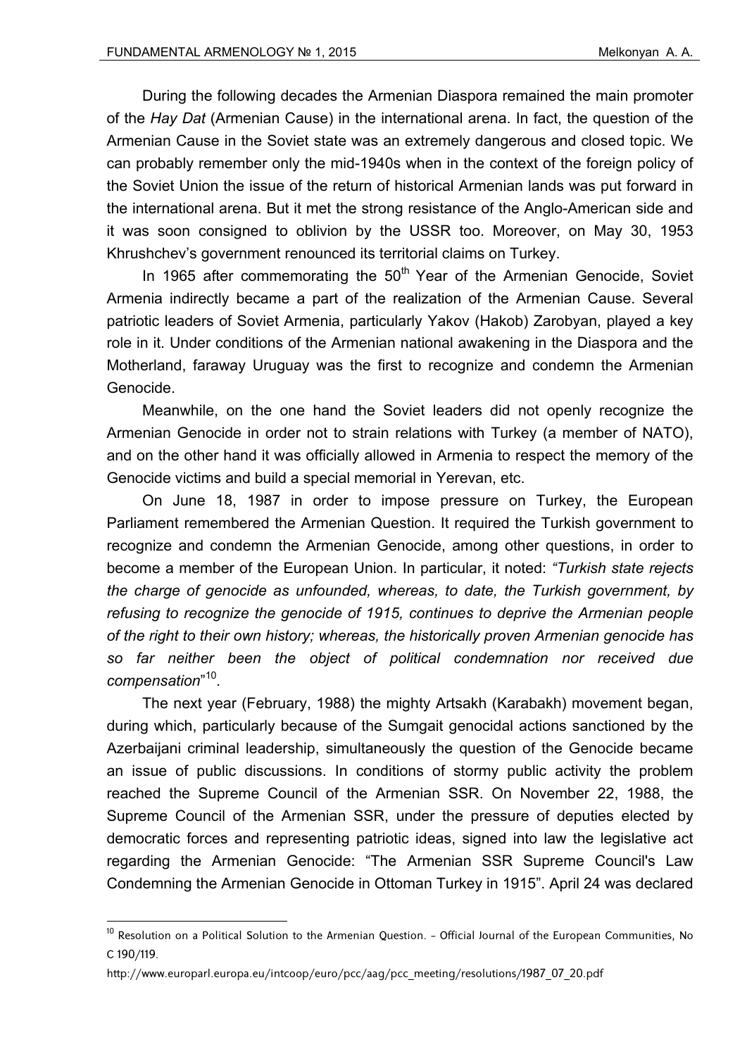During the following decades the Armenian Diaspora remained the main promoter of the *Hay Dat* (Armenian Cause) in the international arena. In fact, the question of the Armenian Cause in the Soviet state was an extremely dangerous and closed topic. We can probably remember only the mid-1940s when in the context of the foreign policy of the Soviet Union the issue of the return of historical Armenian lands was put forward in the international arena. But it met the strong resistance of the Anglo-American side and it was soon consigned to oblivion by the USSR too. Moreover, on May 30, 1953 Khrushchev's government renounced its territorial claims on Turkey.

In 1965 after commemorating the 50th Year of the Armenian Genocide, Soviet Armenia indirectly became a part of the realization of the Armenian Cause. Several patriotic leaders of Soviet Armenia, particularly Yakov (Hakob) Zarobyan, played a key role in it. Under conditions of the Armenian national awakening in the Diaspora and the Motherland, faraway Uruguay was the first to recognize and condemn the Armenian Genocide.

Meanwhile, on the one hand the Soviet leaders did not openly recognize the Armenian Genocide in order not to strain relations with Turkey (a member of NATO), and on the other hand it was officially allowed in Armenia to respect the memory of the Genocide victims and build a special memorial in Yerevan, etc.

On June 18, 1987 in order to impose pressure on Turkey, the European Parliament remembered the Armenian Question. It required the Turkish government to recognize and condemn the Armenian Genocide, among other questions, in order to become a member of the European Union. In particular, it noted: *"Turkish state rejects the charge of genocide as unfounded, whereas, to date, the Turkish government, by refusing to recognize the genocide of 1915, continues to deprive the Armenian people of the right to their own history; whereas, the historically proven Armenian genocide has so far neither been the object of political condemnation nor received due compensation*"[10].

The next year (February, 1988) the mighty Artsakh (Karabakh) movement began, during which, particularly because of the Sumgait genocidal actions sanctioned by the Azerbaijani criminal leadership, simultaneously the question of the Genocide became an issue of public discussions. In conditions of stormy public activity the problem reached the Supreme Council of the Armenian SSR. On November 22, 1988, the Supreme Council of the Armenian SSR, under the pressure of deputies elected by democratic forces and representing patriotic ideas, signed into law the legislative act regarding the Armenian Genocide: "The Armenian SSR Supreme Council's Law Condemning the Armenian Genocide in Ottoman Turkey in 1915". April 24 was declared

---

[10] Resolution on a Political Solution to the Armenian Question. – Official Journal of the European Communities, No C 190/119.
http://www.europarl.europa.eu/intcoop/euro/pcc/aag/pcc_meeting/resolutions/1987_07_20.pdf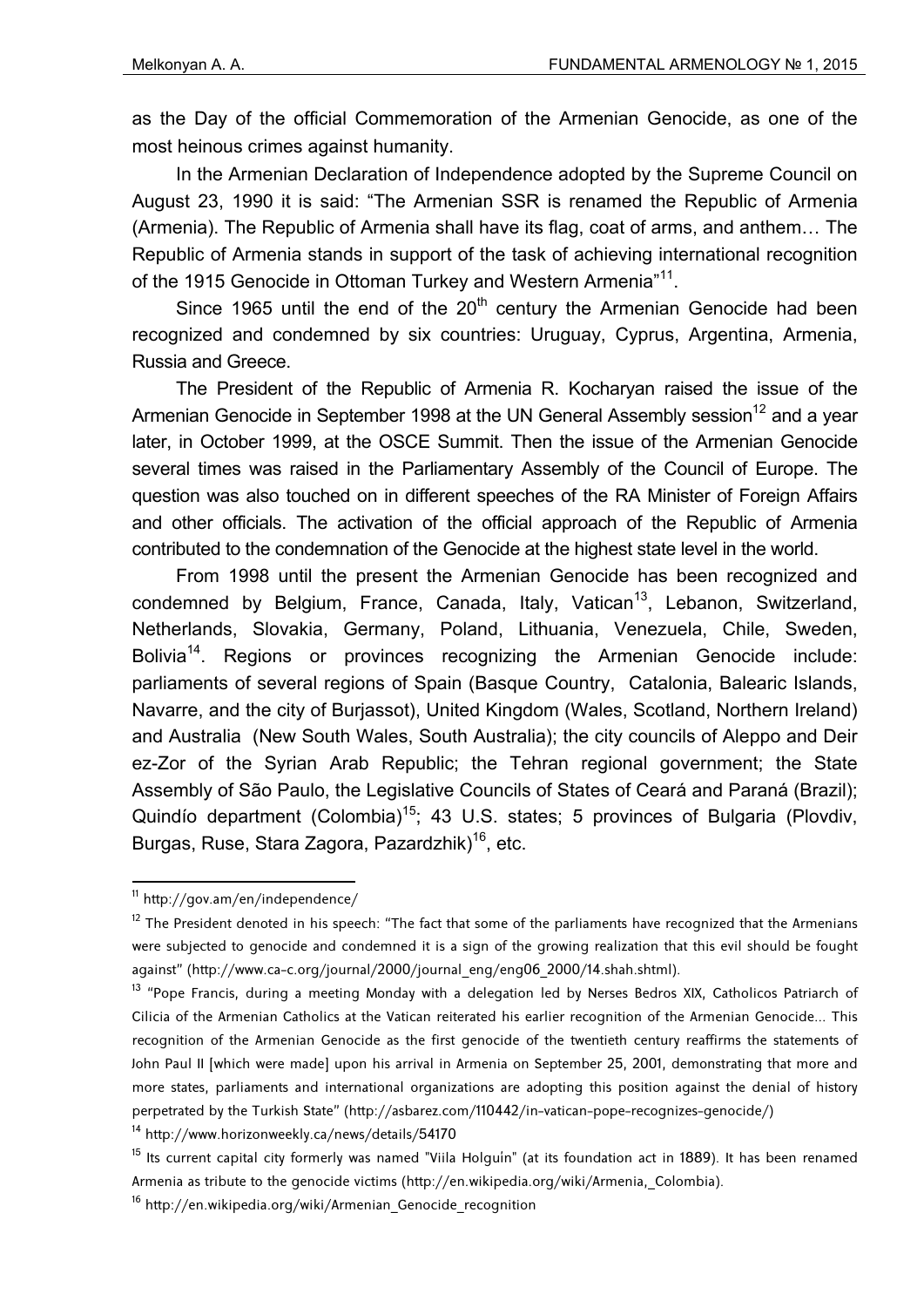as the Day of the official Commemoration of the Armenian Genocide, as one of the most heinous crimes against humanity.

In the Armenian Declaration of Independence adopted by the Supreme Council on August 23, 1990 it is said: "The Armenian SSR is renamed the Republic of Armenia (Armenia). The Republic of Armenia shall have its flag, coat of arms, and anthem… The Republic of Armenia stands in support of the task of achieving international recognition of the 1915 Genocide in Ottoman Turkey and Western Armenia"[11].

Since 1965 until the end of the 20th century the Armenian Genocide had been recognized and condemned by six countries: Uruguay, Cyprus, Argentina, Armenia, Russia and Greece.

The President of the Republic of Armenia R. Kocharyan raised the issue of the Armenian Genocide in September 1998 at the UN General Assembly session[12] and a year later, in October 1999, at the OSCE Summit. Then the issue of the Armenian Genocide several times was raised in the Parliamentary Assembly of the Council of Europe. The question was also touched on in different speeches of the RA Minister of Foreign Affairs and other officials. The activation of the official approach of the Republic of Armenia contributed to the condemnation of the Genocide at the highest state level in the world.

From 1998 until the present the Armenian Genocide has been recognized and condemned by Belgium, France, Canada, Italy, Vatican[13], Lebanon, Switzerland, Netherlands, Slovakia, Germany, Poland, Lithuania, Venezuela, Chile, Sweden, Bolivia[14]. Regions or provinces recognizing the Armenian Genocide include: parliaments of several regions of Spain (Basque Country, Catalonia, Balearic Islands, Navarre, and the city of Burjassot), United Kingdom (Wales, Scotland, Northern Ireland) and Australia (New South Wales, South Australia); the city councils of Aleppo and Deir ez-Zor of the Syrian Arab Republic; the Tehran regional government; the State Assembly of São Paulo, the Legislative Councils of States of Ceará and Paraná (Brazil); Quindío department (Colombia)[15]; 43 U.S. states; 5 provinces of Bulgaria (Plovdiv, Burgas, Ruse, Stara Zagora, Pazardzhik)[16], etc.

---

[11] http://gov.am/en/independence/

[12] The President denoted in his speech: "The fact that some of the parliaments have recognized that the Armenians were subjected to genocide and condemned it is a sign of the growing realization that this evil should be fought against" (http://www.ca-c.org/journal/2000/journal_eng/eng06_2000/14.shah.shtml).

[13] "Pope Francis, during a meeting Monday with a delegation led by Nerses Bedros XIX, Catholicos Patriarch of Cilicia of the Armenian Catholics at the Vatican reiterated his earlier recognition of the Armenian Genocide… This recognition of the Armenian Genocide as the first genocide of the twentieth century reaffirms the statements of John Paul II [which were made] upon his arrival in Armenia on September 25, 2001, demonstrating that more and more states, parliaments and international organizations are adopting this position against the denial of history perpetrated by the Turkish State" (http://asbarez.com/110442/in-vatican-pope-recognizes-genocide/)

[14] http://www.horizonweekly.ca/news/details/54170

[15] Its current capital city formerly was named "Viila Holguín" (at its foundation act in 1889). It has been renamed Armenia as tribute to the genocide victims (http://en.wikipedia.org/wiki/Armenia,_Colombia).

[16] http://en.wikipedia.org/wiki/Armenian_Genocide_recognition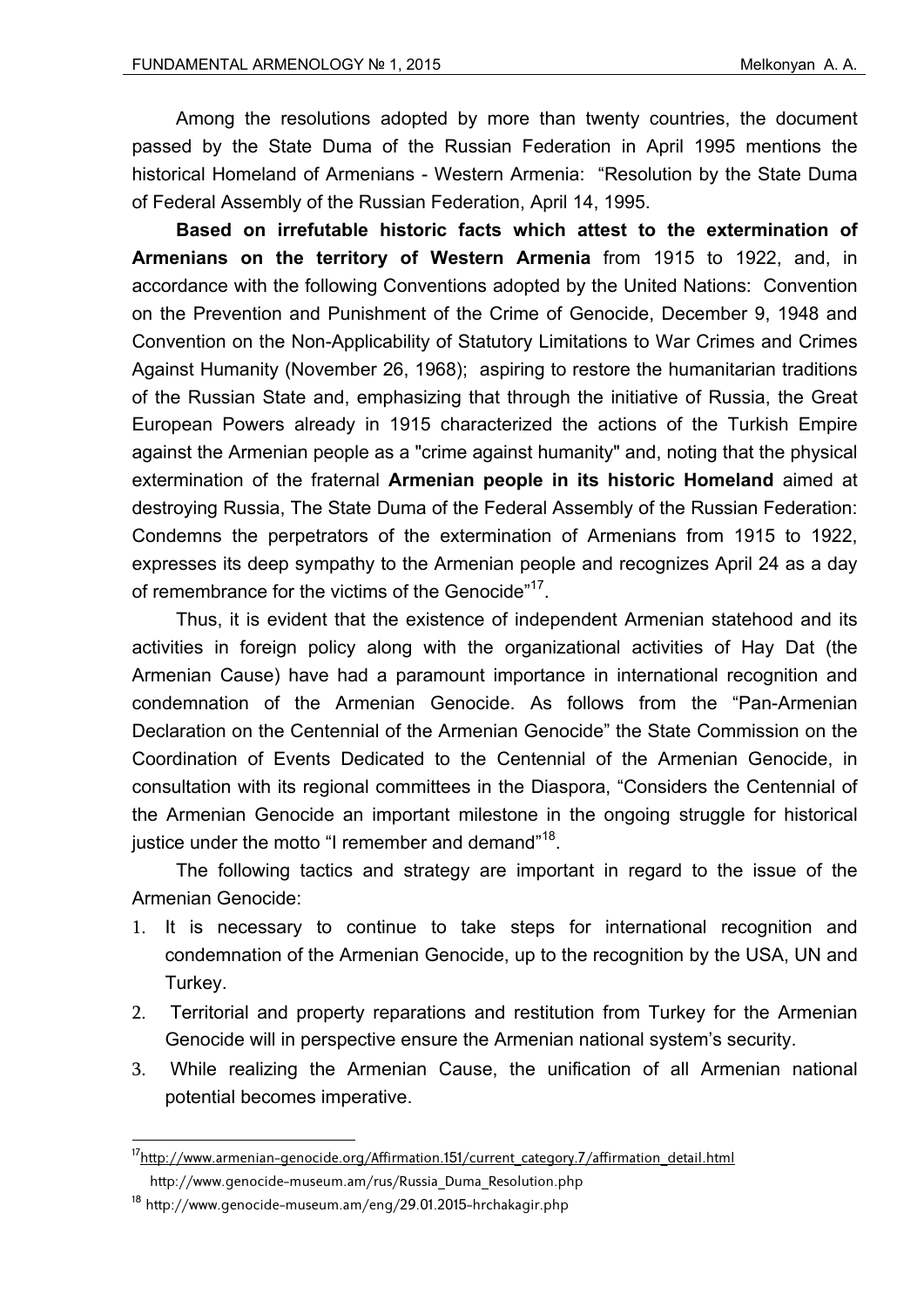Among the resolutions adopted by more than twenty countries, the document passed by the State Duma of the Russian Federation in April 1995 mentions the historical Homeland of Armenians - Western Armenia: “Resolution by the State Duma of Federal Assembly of the Russian Federation, April 14, 1995.

**Based on irrefutable historic facts which attest to the extermination of Armenians on the territory of Western Armenia** from 1915 to 1922, and, in accordance with the following Conventions adopted by the United Nations: Convention on the Prevention and Punishment of the Crime of Genocide, December 9, 1948 and Convention on the Non-Applicability of Statutory Limitations to War Crimes and Crimes Against Humanity (November 26, 1968); aspiring to restore the humanitarian traditions of the Russian State and, emphasizing that through the initiative of Russia, the Great European Powers already in 1915 characterized the actions of the Turkish Empire against the Armenian people as a "crime against humanity" and, noting that the physical extermination of the fraternal **Armenian people in its historic Homeland** aimed at destroying Russia, The State Duma of the Federal Assembly of the Russian Federation: Condemns the perpetrators of the extermination of Armenians from 1915 to 1922, expresses its deep sympathy to the Armenian people and recognizes April 24 as a day of remembrance for the victims of the Genocide”[17].

Thus, it is evident that the existence of independent Armenian statehood and its activities in foreign policy along with the organizational activities of Hay Dat (the Armenian Cause) have had a paramount importance in international recognition and condemnation of the Armenian Genocide. As follows from the “Pan-Armenian Declaration on the Centennial of the Armenian Genocide” the State Commission on the Coordination of Events Dedicated to the Centennial of the Armenian Genocide, in consultation with its regional committees in the Diaspora, “Considers the Centennial of the Armenian Genocide an important milestone in the ongoing struggle for historical justice under the motto “I remember and demand”[18].

The following tactics and strategy are important in regard to the issue of the Armenian Genocide:

1. It is necessary to continue to take steps for international recognition and condemnation of the Armenian Genocide, up to the recognition by the USA, UN and Turkey.
2. Territorial and property reparations and restitution from Turkey for the Armenian Genocide will in perspective ensure the Armenian national system’s security.
3. While realizing the Armenian Cause, the unification of all Armenian national potential becomes imperative.

---

[17] http://www.armenian-genocide.org/Affirmation.151/current_category.7/affirmation_detail.html
http://www.genocide-museum.am/rus/Russia_Duma_Resolution.php

[18] http://www.genocide-museum.am/eng/29.01.2015-hrchakagir.php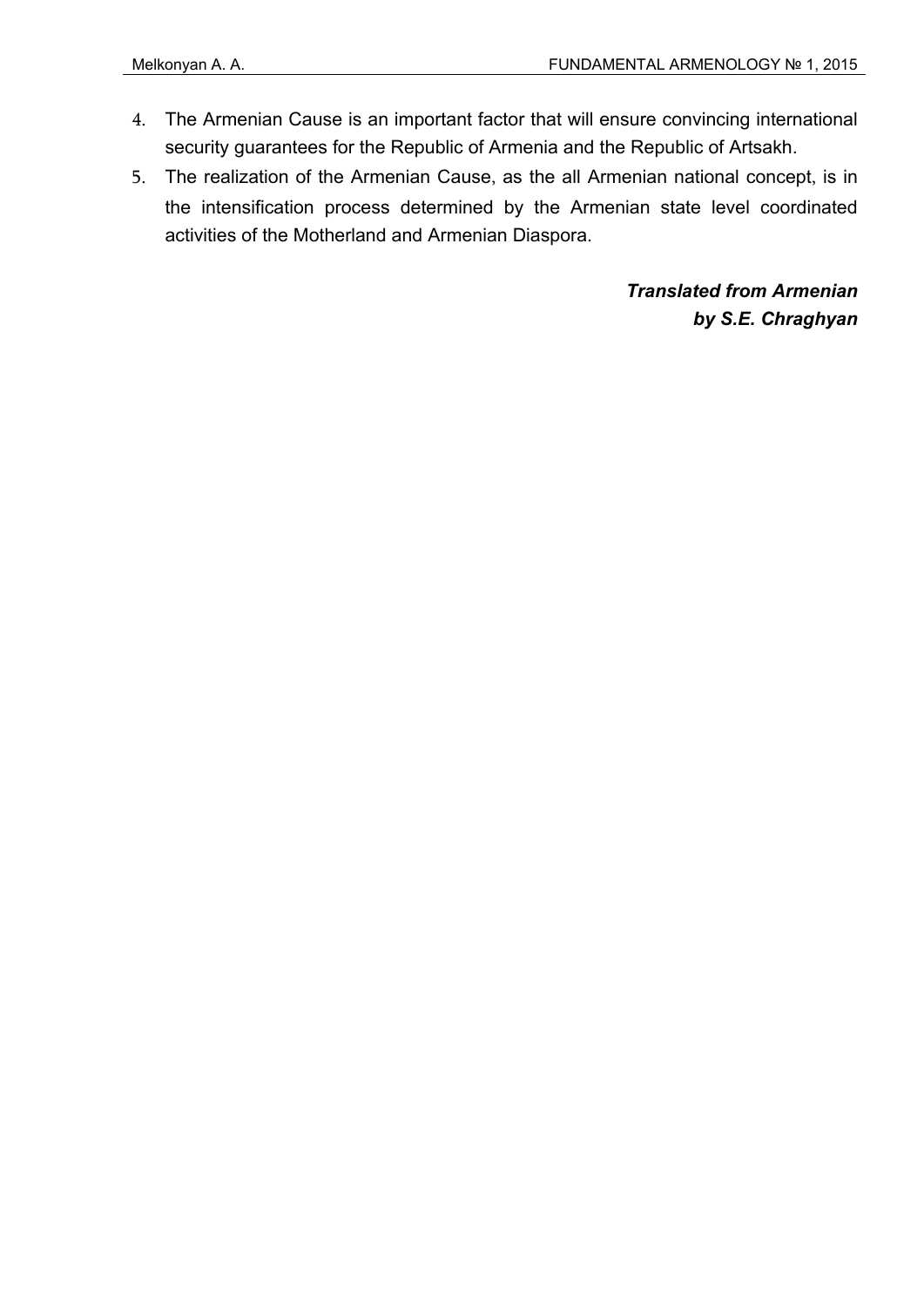4. The Armenian Cause is an important factor that will ensure convincing international security guarantees for the Republic of Armenia and the Republic of Artsakh.
5. The realization of the Armenian Cause, as the all Armenian national concept, is in the intensification process determined by the Armenian state level coordinated activities of the Motherland and Armenian Diaspora.

***Translated from Armenian***
***by S.E. Chraghyan***